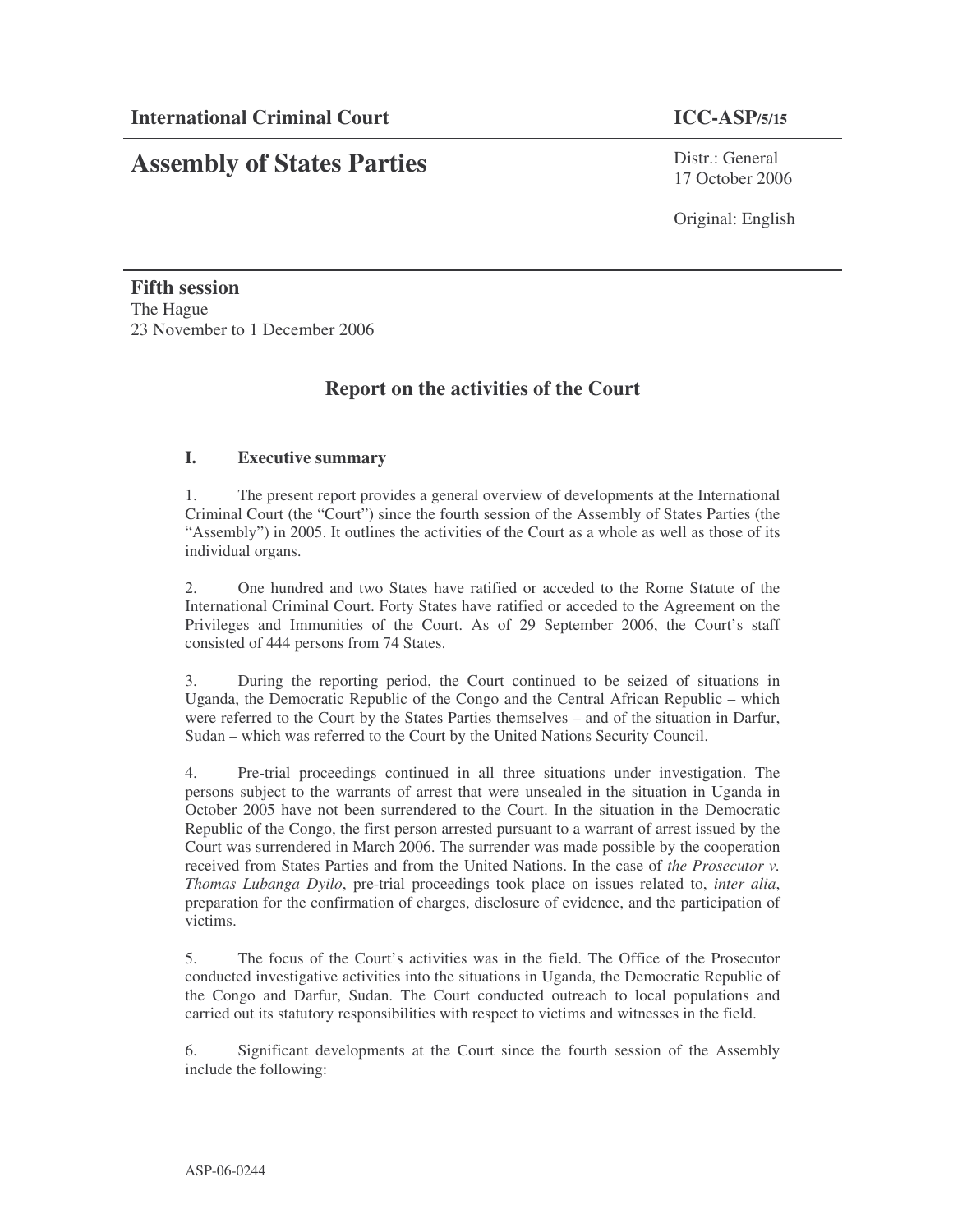**International Criminal Court** **ICC-ASP/5/15**

# Assembly of States Parties

Distr.: General
17 October 2006

Original: English

**Fifth session**
The Hague
23 November to 1 December 2006

## Report on the activities of the Court

### I. Executive summary

1. The present report provides a general overview of developments at the International Criminal Court (the "Court") since the fourth session of the Assembly of States Parties (the "Assembly") in 2005. It outlines the activities of the Court as a whole as well as those of its individual organs.

2. One hundred and two States have ratified or acceded to the Rome Statute of the International Criminal Court. Forty States have ratified or acceded to the Agreement on the Privileges and Immunities of the Court. As of 29 September 2006, the Court's staff consisted of 444 persons from 74 States.

3. During the reporting period, the Court continued to be seized of situations in Uganda, the Democratic Republic of the Congo and the Central African Republic – which were referred to the Court by the States Parties themselves – and of the situation in Darfur, Sudan – which was referred to the Court by the United Nations Security Council.

4. Pre-trial proceedings continued in all three situations under investigation. The persons subject to the warrants of arrest that were unsealed in the situation in Uganda in October 2005 have not been surrendered to the Court. In the situation in the Democratic Republic of the Congo, the first person arrested pursuant to a warrant of arrest issued by the Court was surrendered in March 2006. The surrender was made possible by the cooperation received from States Parties and from the United Nations. In the case of *the Prosecutor v. Thomas Lubanga Dyilo*, pre-trial proceedings took place on issues related to, *inter alia*, preparation for the confirmation of charges, disclosure of evidence, and the participation of victims.

5. The focus of the Court's activities was in the field. The Office of the Prosecutor conducted investigative activities into the situations in Uganda, the Democratic Republic of the Congo and Darfur, Sudan. The Court conducted outreach to local populations and carried out its statutory responsibilities with respect to victims and witnesses in the field.

6. Significant developments at the Court since the fourth session of the Assembly include the following:

ASP-06-0244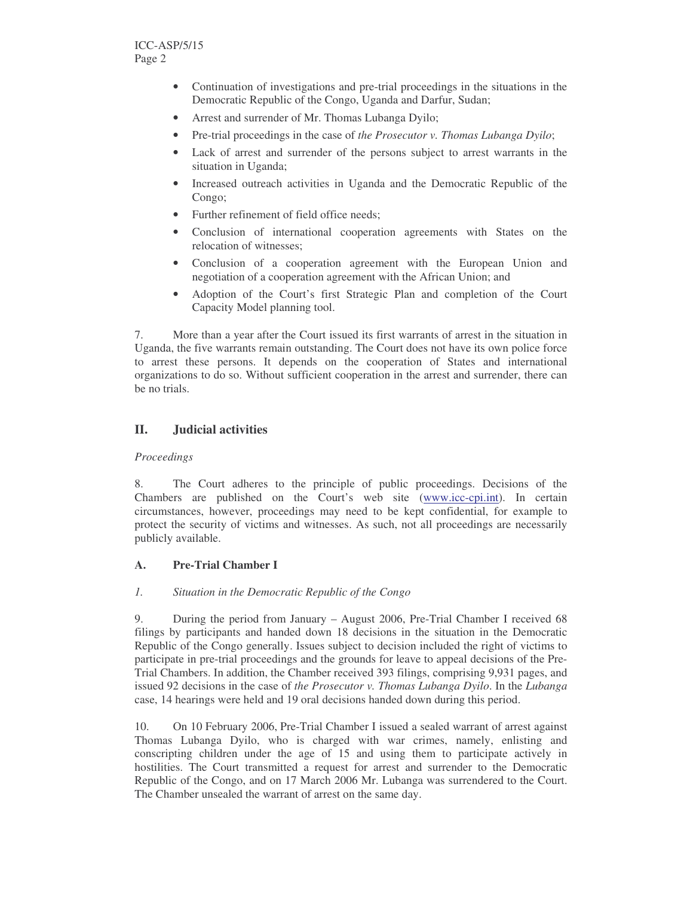- Continuation of investigations and pre-trial proceedings in the situations in the Democratic Republic of the Congo, Uganda and Darfur, Sudan;
- Arrest and surrender of Mr. Thomas Lubanga Dyilo;
- Pre-trial proceedings in the case of *the Prosecutor v. Thomas Lubanga Dyilo*;
- Lack of arrest and surrender of the persons subject to arrest warrants in the situation in Uganda;
- Increased outreach activities in Uganda and the Democratic Republic of the Congo;
- Further refinement of field office needs;
- Conclusion of international cooperation agreements with States on the relocation of witnesses;
- Conclusion of a cooperation agreement with the European Union and negotiation of a cooperation agreement with the African Union; and
- Adoption of the Court's first Strategic Plan and completion of the Court Capacity Model planning tool.

7. More than a year after the Court issued its first warrants of arrest in the situation in Uganda, the five warrants remain outstanding. The Court does not have its own police force to arrest these persons. It depends on the cooperation of States and international organizations to do so. Without sufficient cooperation in the arrest and surrender, there can be no trials.

## II. Judicial activities

*Proceedings*

8. The Court adheres to the principle of public proceedings. Decisions of the Chambers are published on the Court's web site (www.icc-cpi.int). In certain circumstances, however, proceedings may need to be kept confidential, for example to protect the security of victims and witnesses. As such, not all proceedings are necessarily publicly available.

### A. Pre-Trial Chamber I

*1. Situation in the Democratic Republic of the Congo*

9. During the period from January – August 2006, Pre-Trial Chamber I received 68 filings by participants and handed down 18 decisions in the situation in the Democratic Republic of the Congo generally. Issues subject to decision included the right of victims to participate in pre-trial proceedings and the grounds for leave to appeal decisions of the Pre-Trial Chambers. In addition, the Chamber received 393 filings, comprising 9,931 pages, and issued 92 decisions in the case of *the Prosecutor v. Thomas Lubanga Dyilo*. In the *Lubanga* case, 14 hearings were held and 19 oral decisions handed down during this period.

10. On 10 February 2006, Pre-Trial Chamber I issued a sealed warrant of arrest against Thomas Lubanga Dyilo, who is charged with war crimes, namely, enlisting and conscripting children under the age of 15 and using them to participate actively in hostilities. The Court transmitted a request for arrest and surrender to the Democratic Republic of the Congo, and on 17 March 2006 Mr. Lubanga was surrendered to the Court. The Chamber unsealed the warrant of arrest on the same day.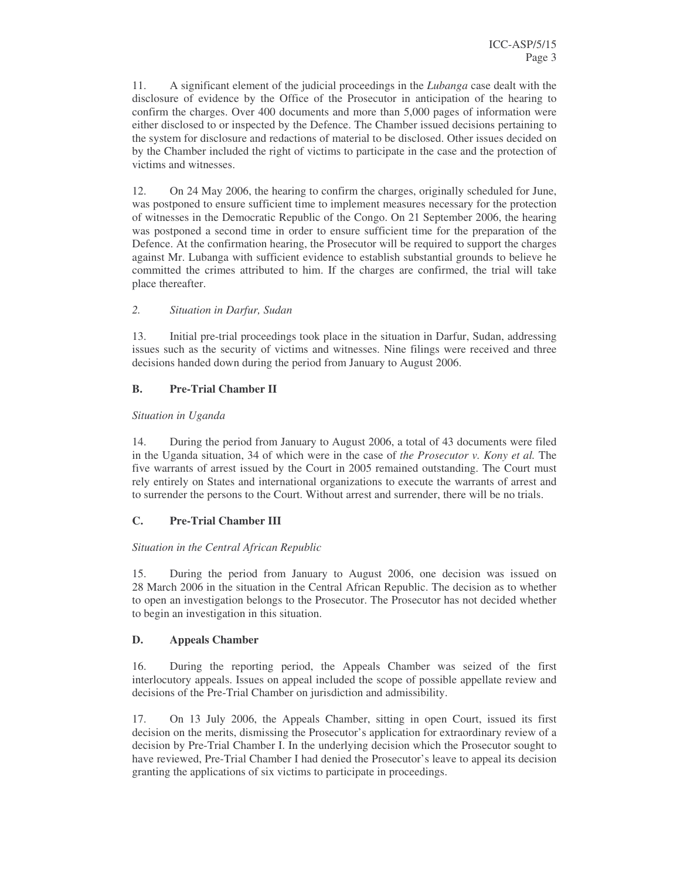11. A significant element of the judicial proceedings in the *Lubanga* case dealt with the disclosure of evidence by the Office of the Prosecutor in anticipation of the hearing to confirm the charges. Over 400 documents and more than 5,000 pages of information were either disclosed to or inspected by the Defence. The Chamber issued decisions pertaining to the system for disclosure and redactions of material to be disclosed. Other issues decided on by the Chamber included the right of victims to participate in the case and the protection of victims and witnesses.

12. On 24 May 2006, the hearing to confirm the charges, originally scheduled for June, was postponed to ensure sufficient time to implement measures necessary for the protection of witnesses in the Democratic Republic of the Congo. On 21 September 2006, the hearing was postponed a second time in order to ensure sufficient time for the preparation of the Defence. At the confirmation hearing, the Prosecutor will be required to support the charges against Mr. Lubanga with sufficient evidence to establish substantial grounds to believe he committed the crimes attributed to him. If the charges are confirmed, the trial will take place thereafter.

*2. Situation in Darfur, Sudan*

13. Initial pre-trial proceedings took place in the situation in Darfur, Sudan, addressing issues such as the security of victims and witnesses. Nine filings were received and three decisions handed down during the period from January to August 2006.

### B. Pre-Trial Chamber II

*Situation in Uganda*

14. During the period from January to August 2006, a total of 43 documents were filed in the Uganda situation, 34 of which were in the case of *the Prosecutor v. Kony et al.* The five warrants of arrest issued by the Court in 2005 remained outstanding. The Court must rely entirely on States and international organizations to execute the warrants of arrest and to surrender the persons to the Court. Without arrest and surrender, there will be no trials.

### C. Pre-Trial Chamber III

*Situation in the Central African Republic*

15. During the period from January to August 2006, one decision was issued on 28 March 2006 in the situation in the Central African Republic. The decision as to whether to open an investigation belongs to the Prosecutor. The Prosecutor has not decided whether to begin an investigation in this situation.

### D. Appeals Chamber

16. During the reporting period, the Appeals Chamber was seized of the first interlocutory appeals. Issues on appeal included the scope of possible appellate review and decisions of the Pre-Trial Chamber on jurisdiction and admissibility.

17. On 13 July 2006, the Appeals Chamber, sitting in open Court, issued its first decision on the merits, dismissing the Prosecutor's application for extraordinary review of a decision by Pre-Trial Chamber I. In the underlying decision which the Prosecutor sought to have reviewed, Pre-Trial Chamber I had denied the Prosecutor's leave to appeal its decision granting the applications of six victims to participate in proceedings.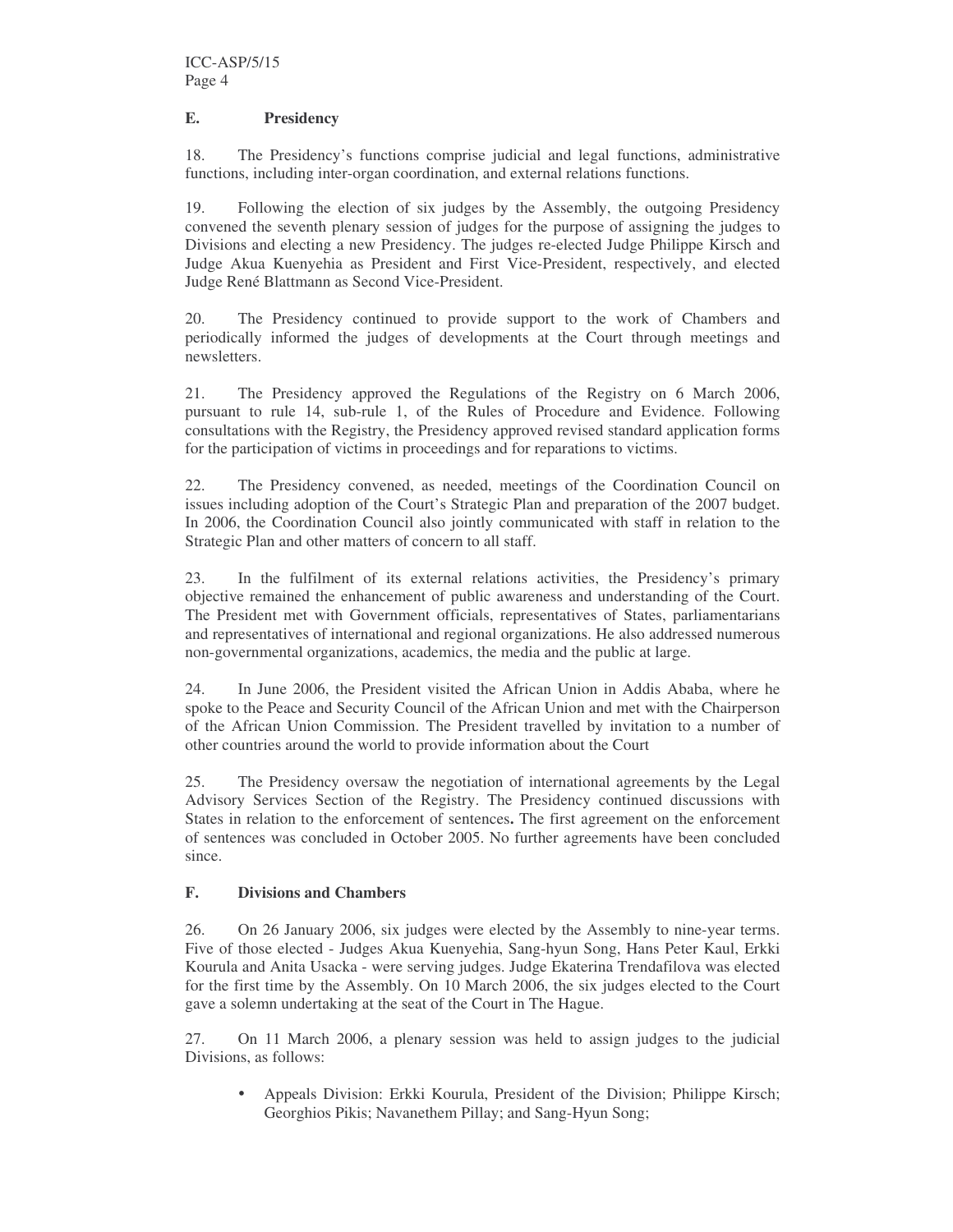## E. Presidency

18. The Presidency's functions comprise judicial and legal functions, administrative functions, including inter-organ coordination, and external relations functions.

19. Following the election of six judges by the Assembly, the outgoing Presidency convened the seventh plenary session of judges for the purpose of assigning the judges to Divisions and electing a new Presidency. The judges re-elected Judge Philippe Kirsch and Judge Akua Kuenyehia as President and First Vice-President, respectively, and elected Judge René Blattmann as Second Vice-President.

20. The Presidency continued to provide support to the work of Chambers and periodically informed the judges of developments at the Court through meetings and newsletters.

21. The Presidency approved the Regulations of the Registry on 6 March 2006, pursuant to rule 14, sub-rule 1, of the Rules of Procedure and Evidence. Following consultations with the Registry, the Presidency approved revised standard application forms for the participation of victims in proceedings and for reparations to victims.

22. The Presidency convened, as needed, meetings of the Coordination Council on issues including adoption of the Court's Strategic Plan and preparation of the 2007 budget. In 2006, the Coordination Council also jointly communicated with staff in relation to the Strategic Plan and other matters of concern to all staff.

23. In the fulfilment of its external relations activities, the Presidency's primary objective remained the enhancement of public awareness and understanding of the Court. The President met with Government officials, representatives of States, parliamentarians and representatives of international and regional organizations. He also addressed numerous non-governmental organizations, academics, the media and the public at large.

24. In June 2006, the President visited the African Union in Addis Ababa, where he spoke to the Peace and Security Council of the African Union and met with the Chairperson of the African Union Commission. The President travelled by invitation to a number of other countries around the world to provide information about the Court

25. The Presidency oversaw the negotiation of international agreements by the Legal Advisory Services Section of the Registry. The Presidency continued discussions with States in relation to the enforcement of sentences**.** The first agreement on the enforcement of sentences was concluded in October 2005. No further agreements have been concluded since.

## F. Divisions and Chambers

26. On 26 January 2006, six judges were elected by the Assembly to nine-year terms. Five of those elected - Judges Akua Kuenyehia, Sang-hyun Song, Hans Peter Kaul, Erkki Kourula and Anita Usacka - were serving judges. Judge Ekaterina Trendafilova was elected for the first time by the Assembly. On 10 March 2006, the six judges elected to the Court gave a solemn undertaking at the seat of the Court in The Hague.

27. On 11 March 2006, a plenary session was held to assign judges to the judicial Divisions, as follows:

- Appeals Division: Erkki Kourula, President of the Division; Philippe Kirsch; Georghios Pikis; Navanethem Pillay; and Sang-Hyun Song;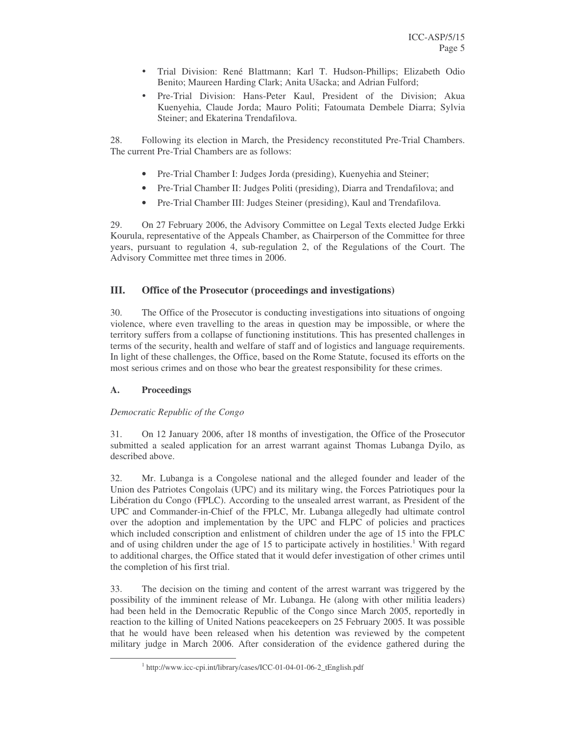- Trial Division: René Blattmann; Karl T. Hudson-Phillips; Elizabeth Odio Benito; Maureen Harding Clark; Anita Ušacka; and Adrian Fulford;
- Pre-Trial Division: Hans-Peter Kaul, President of the Division; Akua Kuenyehia, Claude Jorda; Mauro Politi; Fatoumata Dembele Diarra; Sylvia Steiner; and Ekaterina Trendafilova.

28. Following its election in March, the Presidency reconstituted Pre-Trial Chambers. The current Pre-Trial Chambers are as follows:

- Pre-Trial Chamber I: Judges Jorda (presiding), Kuenyehia and Steiner;
- Pre-Trial Chamber II: Judges Politi (presiding), Diarra and Trendafilova; and
- Pre-Trial Chamber III: Judges Steiner (presiding), Kaul and Trendafilova.

29. On 27 February 2006, the Advisory Committee on Legal Texts elected Judge Erkki Kourula, representative of the Appeals Chamber, as Chairperson of the Committee for three years, pursuant to regulation 4, sub-regulation 2, of the Regulations of the Court. The Advisory Committee met three times in 2006.

## III. Office of the Prosecutor (proceedings and investigations)

30. The Office of the Prosecutor is conducting investigations into situations of ongoing violence, where even travelling to the areas in question may be impossible, or where the territory suffers from a collapse of functioning institutions. This has presented challenges in terms of the security, health and welfare of staff and of logistics and language requirements. In light of these challenges, the Office, based on the Rome Statute, focused its efforts on the most serious crimes and on those who bear the greatest responsibility for these crimes.

### A. Proceedings

*Democratic Republic of the Congo*

31. On 12 January 2006, after 18 months of investigation, the Office of the Prosecutor submitted a sealed application for an arrest warrant against Thomas Lubanga Dyilo, as described above.

32. Mr. Lubanga is a Congolese national and the alleged founder and leader of the Union des Patriotes Congolais (UPC) and its military wing, the Forces Patriotiques pour la Libération du Congo (FPLC). According to the unsealed arrest warrant, as President of the UPC and Commander-in-Chief of the FPLC, Mr. Lubanga allegedly had ultimate control over the adoption and implementation by the UPC and FLPC of policies and practices which included conscription and enlistment of children under the age of 15 into the FPLC and of using children under the age of 15 to participate actively in hostilities.[1] With regard to additional charges, the Office stated that it would defer investigation of other crimes until the completion of his first trial.

33. The decision on the timing and content of the arrest warrant was triggered by the possibility of the imminent release of Mr. Lubanga. He (along with other militia leaders) had been held in the Democratic Republic of the Congo since March 2005, reportedly in reaction to the killing of United Nations peacekeepers on 25 February 2005. It was possible that he would have been released when his detention was reviewed by the competent military judge in March 2006. After consideration of the evidence gathered during the

[1] http://www.icc-cpi.int/library/cases/ICC-01-04-01-06-2_tEnglish.pdf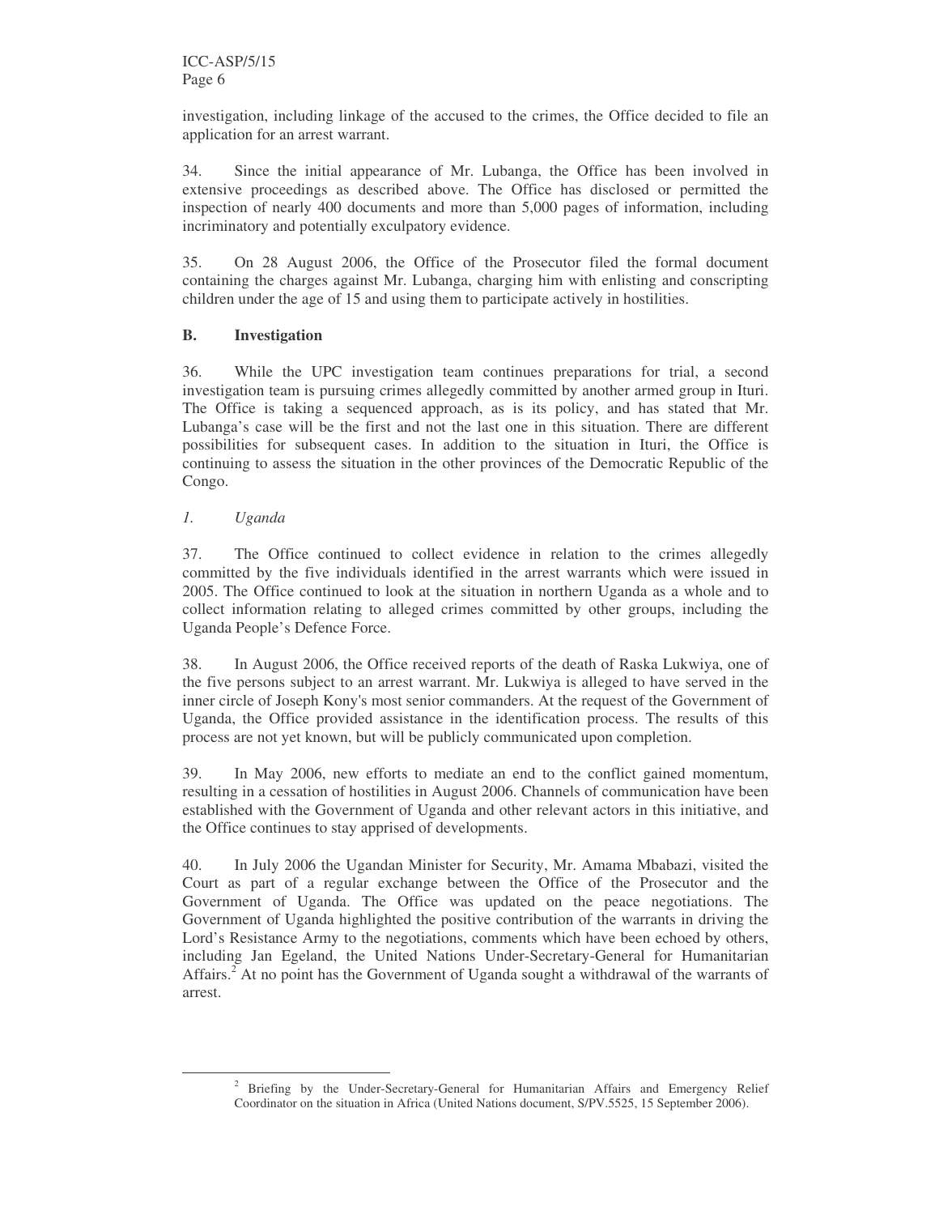investigation, including linkage of the accused to the crimes, the Office decided to file an application for an arrest warrant.

34. Since the initial appearance of Mr. Lubanga, the Office has been involved in extensive proceedings as described above. The Office has disclosed or permitted the inspection of nearly 400 documents and more than 5,000 pages of information, including incriminatory and potentially exculpatory evidence.

35. On 28 August 2006, the Office of the Prosecutor filed the formal document containing the charges against Mr. Lubanga, charging him with enlisting and conscripting children under the age of 15 and using them to participate actively in hostilities.

### B. Investigation

36. While the UPC investigation team continues preparations for trial, a second investigation team is pursuing crimes allegedly committed by another armed group in Ituri. The Office is taking a sequenced approach, as is its policy, and has stated that Mr. Lubanga's case will be the first and not the last one in this situation. There are different possibilities for subsequent cases. In addition to the situation in Ituri, the Office is continuing to assess the situation in the other provinces of the Democratic Republic of the Congo.

#### *1. Uganda*

37. The Office continued to collect evidence in relation to the crimes allegedly committed by the five individuals identified in the arrest warrants which were issued in 2005. The Office continued to look at the situation in northern Uganda as a whole and to collect information relating to alleged crimes committed by other groups, including the Uganda People's Defence Force.

38. In August 2006, the Office received reports of the death of Raska Lukwiya, one of the five persons subject to an arrest warrant. Mr. Lukwiya is alleged to have served in the inner circle of Joseph Kony's most senior commanders. At the request of the Government of Uganda, the Office provided assistance in the identification process. The results of this process are not yet known, but will be publicly communicated upon completion.

39. In May 2006, new efforts to mediate an end to the conflict gained momentum, resulting in a cessation of hostilities in August 2006. Channels of communication have been established with the Government of Uganda and other relevant actors in this initiative, and the Office continues to stay apprised of developments.

40. In July 2006 the Ugandan Minister for Security, Mr. Amama Mbabazi, visited the Court as part of a regular exchange between the Office of the Prosecutor and the Government of Uganda. The Office was updated on the peace negotiations. The Government of Uganda highlighted the positive contribution of the warrants in driving the Lord's Resistance Army to the negotiations, comments which have been echoed by others, including Jan Egeland, the United Nations Under-Secretary-General for Humanitarian Affairs.[2] At no point has the Government of Uganda sought a withdrawal of the warrants of arrest.

---

[2] Briefing by the Under-Secretary-General for Humanitarian Affairs and Emergency Relief Coordinator on the situation in Africa (United Nations document, S/PV.5525, 15 September 2006).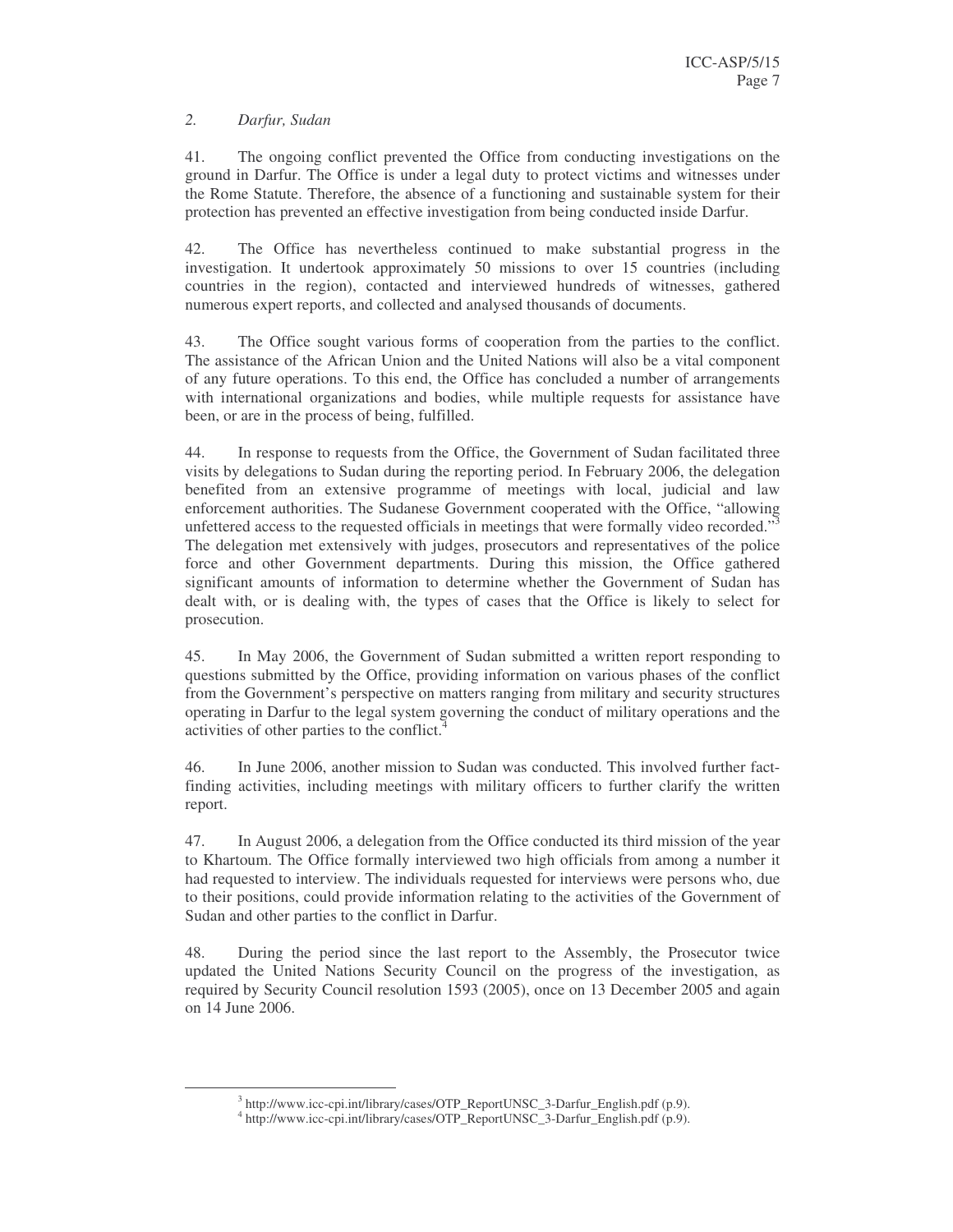### *2. Darfur, Sudan*

41. The ongoing conflict prevented the Office from conducting investigations on the ground in Darfur. The Office is under a legal duty to protect victims and witnesses under the Rome Statute. Therefore, the absence of a functioning and sustainable system for their protection has prevented an effective investigation from being conducted inside Darfur.

42. The Office has nevertheless continued to make substantial progress in the investigation. It undertook approximately 50 missions to over 15 countries (including countries in the region), contacted and interviewed hundreds of witnesses, gathered numerous expert reports, and collected and analysed thousands of documents.

43. The Office sought various forms of cooperation from the parties to the conflict. The assistance of the African Union and the United Nations will also be a vital component of any future operations. To this end, the Office has concluded a number of arrangements with international organizations and bodies, while multiple requests for assistance have been, or are in the process of being, fulfilled.

44. In response to requests from the Office, the Government of Sudan facilitated three visits by delegations to Sudan during the reporting period. In February 2006, the delegation benefited from an extensive programme of meetings with local, judicial and law enforcement authorities. The Sudanese Government cooperated with the Office, "allowing unfettered access to the requested officials in meetings that were formally video recorded."[3] The delegation met extensively with judges, prosecutors and representatives of the police force and other Government departments. During this mission, the Office gathered significant amounts of information to determine whether the Government of Sudan has dealt with, or is dealing with, the types of cases that the Office is likely to select for prosecution.

45. In May 2006, the Government of Sudan submitted a written report responding to questions submitted by the Office, providing information on various phases of the conflict from the Government's perspective on matters ranging from military and security structures operating in Darfur to the legal system governing the conduct of military operations and the activities of other parties to the conflict.[4]

46. In June 2006, another mission to Sudan was conducted. This involved further fact-finding activities, including meetings with military officers to further clarify the written report.

47. In August 2006, a delegation from the Office conducted its third mission of the year to Khartoum. The Office formally interviewed two high officials from among a number it had requested to interview. The individuals requested for interviews were persons who, due to their positions, could provide information relating to the activities of the Government of Sudan and other parties to the conflict in Darfur.

48. During the period since the last report to the Assembly, the Prosecutor twice updated the United Nations Security Council on the progress of the investigation, as required by Security Council resolution 1593 (2005), once on 13 December 2005 and again on 14 June 2006.

---

[3] http://www.icc-cpi.int/library/cases/OTP_ReportUNSC_3-Darfur_English.pdf (p.9).

[4] http://www.icc-cpi.int/library/cases/OTP_ReportUNSC_3-Darfur_English.pdf (p.9).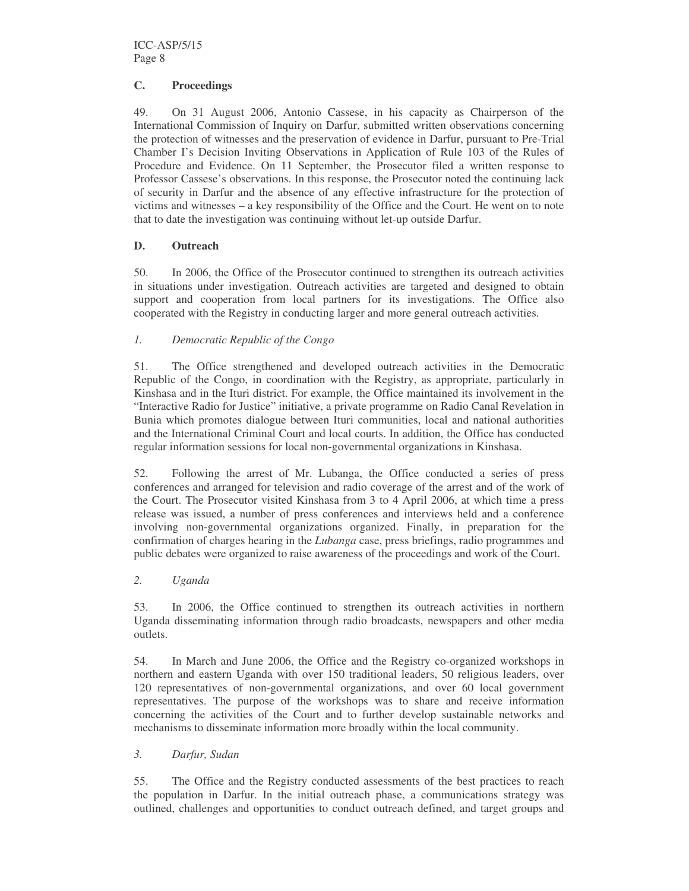### C. Proceedings

49. On 31 August 2006, Antonio Cassese, in his capacity as Chairperson of the International Commission of Inquiry on Darfur, submitted written observations concerning the protection of witnesses and the preservation of evidence in Darfur, pursuant to Pre-Trial Chamber I's Decision Inviting Observations in Application of Rule 103 of the Rules of Procedure and Evidence. On 11 September, the Prosecutor filed a written response to Professor Cassese's observations. In this response, the Prosecutor noted the continuing lack of security in Darfur and the absence of any effective infrastructure for the protection of victims and witnesses – a key responsibility of the Office and the Court. He went on to note that to date the investigation was continuing without let-up outside Darfur.

### D. Outreach

50. In 2006, the Office of the Prosecutor continued to strengthen its outreach activities in situations under investigation. Outreach activities are targeted and designed to obtain support and cooperation from local partners for its investigations. The Office also cooperated with the Registry in conducting larger and more general outreach activities.

#### *1. Democratic Republic of the Congo*

51. The Office strengthened and developed outreach activities in the Democratic Republic of the Congo, in coordination with the Registry, as appropriate, particularly in Kinshasa and in the Ituri district. For example, the Office maintained its involvement in the "Interactive Radio for Justice" initiative, a private programme on Radio Canal Revelation in Bunia which promotes dialogue between Ituri communities, local and national authorities and the International Criminal Court and local courts. In addition, the Office has conducted regular information sessions for local non-governmental organizations in Kinshasa.

52. Following the arrest of Mr. Lubanga, the Office conducted a series of press conferences and arranged for television and radio coverage of the arrest and of the work of the Court. The Prosecutor visited Kinshasa from 3 to 4 April 2006, at which time a press release was issued, a number of press conferences and interviews held and a conference involving non-governmental organizations organized. Finally, in preparation for the confirmation of charges hearing in the *Lubanga* case, press briefings, radio programmes and public debates were organized to raise awareness of the proceedings and work of the Court.

#### *2. Uganda*

53. In 2006, the Office continued to strengthen its outreach activities in northern Uganda disseminating information through radio broadcasts, newspapers and other media outlets.

54. In March and June 2006, the Office and the Registry co-organized workshops in northern and eastern Uganda with over 150 traditional leaders, 50 religious leaders, over 120 representatives of non-governmental organizations, and over 60 local government representatives. The purpose of the workshops was to share and receive information concerning the activities of the Court and to further develop sustainable networks and mechanisms to disseminate information more broadly within the local community.

#### *3. Darfur, Sudan*

55. The Office and the Registry conducted assessments of the best practices to reach the population in Darfur. In the initial outreach phase, a communications strategy was outlined, challenges and opportunities to conduct outreach defined, and target groups and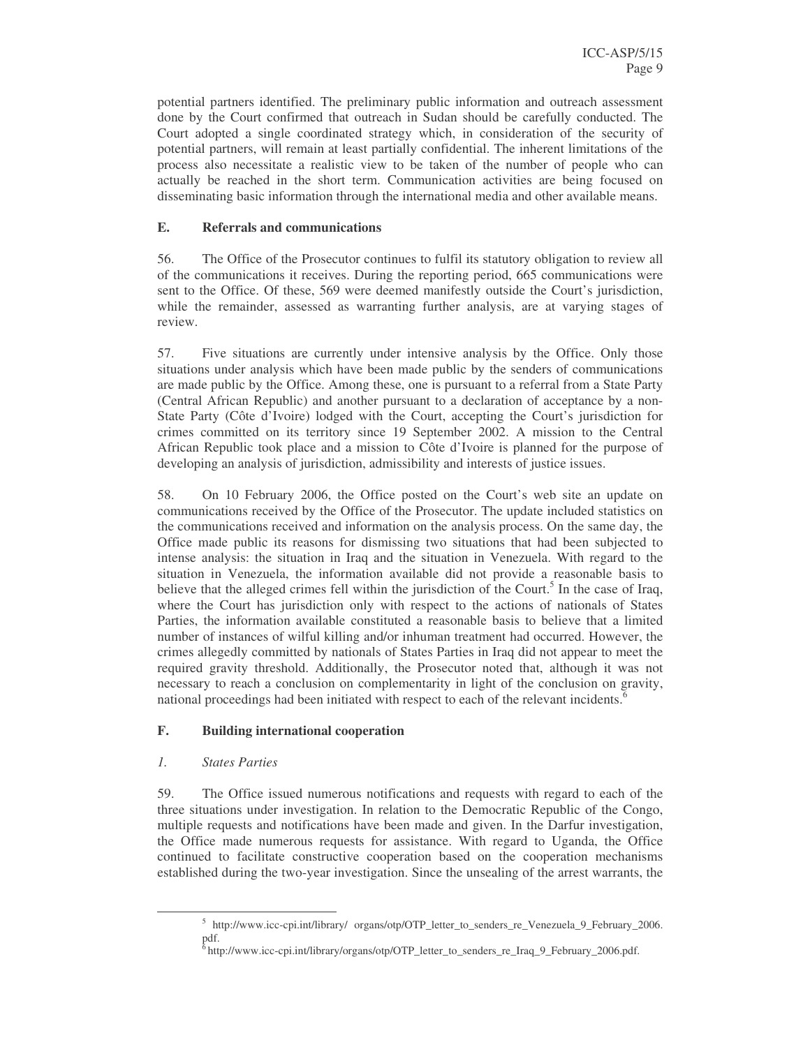potential partners identified. The preliminary public information and outreach assessment done by the Court confirmed that outreach in Sudan should be carefully conducted. The Court adopted a single coordinated strategy which, in consideration of the security of potential partners, will remain at least partially confidential. The inherent limitations of the process also necessitate a realistic view to be taken of the number of people who can actually be reached in the short term. Communication activities are being focused on disseminating basic information through the international media and other available means.

### E. Referrals and communications

56. The Office of the Prosecutor continues to fulfil its statutory obligation to review all of the communications it receives. During the reporting period, 665 communications were sent to the Office. Of these, 569 were deemed manifestly outside the Court's jurisdiction, while the remainder, assessed as warranting further analysis, are at varying stages of review.

57. Five situations are currently under intensive analysis by the Office. Only those situations under analysis which have been made public by the senders of communications are made public by the Office. Among these, one is pursuant to a referral from a State Party (Central African Republic) and another pursuant to a declaration of acceptance by a non-State Party (Côte d'Ivoire) lodged with the Court, accepting the Court's jurisdiction for crimes committed on its territory since 19 September 2002. A mission to the Central African Republic took place and a mission to Côte d'Ivoire is planned for the purpose of developing an analysis of jurisdiction, admissibility and interests of justice issues.

58. On 10 February 2006, the Office posted on the Court's web site an update on communications received by the Office of the Prosecutor. The update included statistics on the communications received and information on the analysis process. On the same day, the Office made public its reasons for dismissing two situations that had been subjected to intense analysis: the situation in Iraq and the situation in Venezuela. With regard to the situation in Venezuela, the information available did not provide a reasonable basis to believe that the alleged crimes fell within the jurisdiction of the Court.[5] In the case of Iraq, where the Court has jurisdiction only with respect to the actions of nationals of States Parties, the information available constituted a reasonable basis to believe that a limited number of instances of wilful killing and/or inhuman treatment had occurred. However, the crimes allegedly committed by nationals of States Parties in Iraq did not appear to meet the required gravity threshold. Additionally, the Prosecutor noted that, although it was not necessary to reach a conclusion on complementarity in light of the conclusion on gravity, national proceedings had been initiated with respect to each of the relevant incidents.[6]

### F. Building international cooperation

#### *1. States Parties*

59. The Office issued numerous notifications and requests with regard to each of the three situations under investigation. In relation to the Democratic Republic of the Congo, multiple requests and notifications have been made and given. In the Darfur investigation, the Office made numerous requests for assistance. With regard to Uganda, the Office continued to facilitate constructive cooperation based on the cooperation mechanisms established during the two-year investigation. Since the unsealing of the arrest warrants, the

---

[5] http://www.icc-cpi.int/library/ organs/otp/OTP_letter_to_senders_re_Venezuela_9_February_2006.pdf.

[6] http://www.icc-cpi.int/library/organs/otp/OTP_letter_to_senders_re_Iraq_9_February_2006.pdf.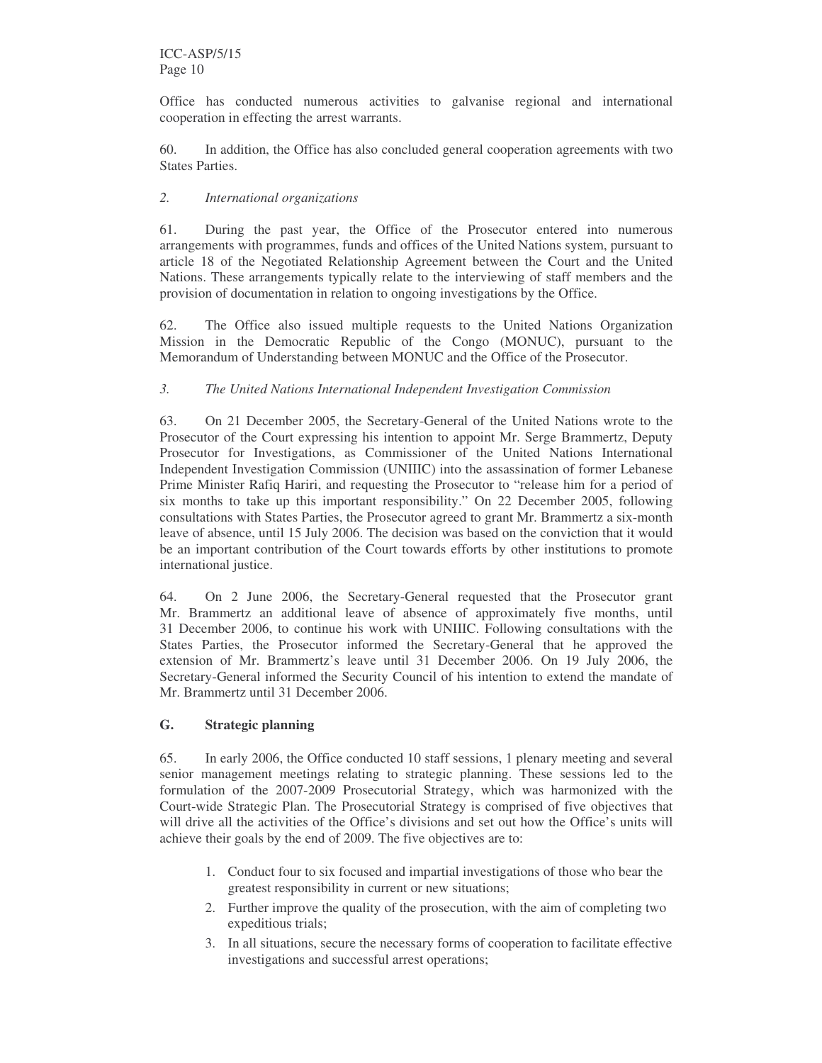Office has conducted numerous activities to galvanise regional and international cooperation in effecting the arrest warrants.

60. In addition, the Office has also concluded general cooperation agreements with two States Parties.

### *2. International organizations*

61. During the past year, the Office of the Prosecutor entered into numerous arrangements with programmes, funds and offices of the United Nations system, pursuant to article 18 of the Negotiated Relationship Agreement between the Court and the United Nations. These arrangements typically relate to the interviewing of staff members and the provision of documentation in relation to ongoing investigations by the Office.

62. The Office also issued multiple requests to the United Nations Organization Mission in the Democratic Republic of the Congo (MONUC), pursuant to the Memorandum of Understanding between MONUC and the Office of the Prosecutor.

### *3. The United Nations International Independent Investigation Commission*

63. On 21 December 2005, the Secretary-General of the United Nations wrote to the Prosecutor of the Court expressing his intention to appoint Mr. Serge Brammertz, Deputy Prosecutor for Investigations, as Commissioner of the United Nations International Independent Investigation Commission (UNIIIC) into the assassination of former Lebanese Prime Minister Rafiq Hariri, and requesting the Prosecutor to "release him for a period of six months to take up this important responsibility." On 22 December 2005, following consultations with States Parties, the Prosecutor agreed to grant Mr. Brammertz a six-month leave of absence, until 15 July 2006. The decision was based on the conviction that it would be an important contribution of the Court towards efforts by other institutions to promote international justice.

64. On 2 June 2006, the Secretary-General requested that the Prosecutor grant Mr. Brammertz an additional leave of absence of approximately five months, until 31 December 2006, to continue his work with UNIIIC. Following consultations with the States Parties, the Prosecutor informed the Secretary-General that he approved the extension of Mr. Brammertz's leave until 31 December 2006. On 19 July 2006, the Secretary-General informed the Security Council of his intention to extend the mandate of Mr. Brammertz until 31 December 2006.

## G. Strategic planning

65. In early 2006, the Office conducted 10 staff sessions, 1 plenary meeting and several senior management meetings relating to strategic planning. These sessions led to the formulation of the 2007-2009 Prosecutorial Strategy, which was harmonized with the Court-wide Strategic Plan. The Prosecutorial Strategy is comprised of five objectives that will drive all the activities of the Office's divisions and set out how the Office's units will achieve their goals by the end of 2009. The five objectives are to:

1. Conduct four to six focused and impartial investigations of those who bear the greatest responsibility in current or new situations;
2. Further improve the quality of the prosecution, with the aim of completing two expeditious trials;
3. In all situations, secure the necessary forms of cooperation to facilitate effective investigations and successful arrest operations;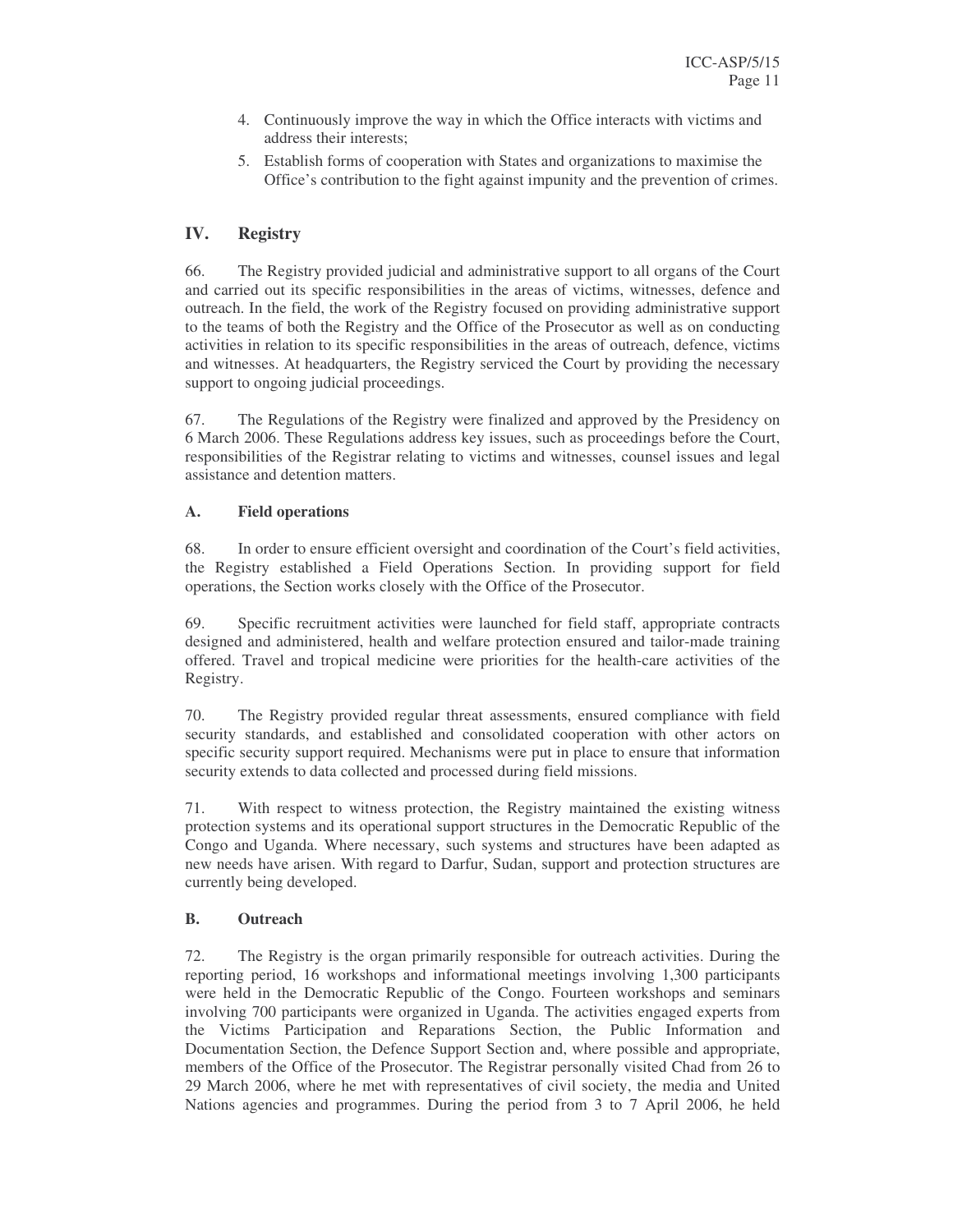4. Continuously improve the way in which the Office interacts with victims and address their interests;
5. Establish forms of cooperation with States and organizations to maximise the Office's contribution to the fight against impunity and the prevention of crimes.

## IV. Registry

66. The Registry provided judicial and administrative support to all organs of the Court and carried out its specific responsibilities in the areas of victims, witnesses, defence and outreach. In the field, the work of the Registry focused on providing administrative support to the teams of both the Registry and the Office of the Prosecutor as well as on conducting activities in relation to its specific responsibilities in the areas of outreach, defence, victims and witnesses. At headquarters, the Registry serviced the Court by providing the necessary support to ongoing judicial proceedings.

67. The Regulations of the Registry were finalized and approved by the Presidency on 6 March 2006. These Regulations address key issues, such as proceedings before the Court, responsibilities of the Registrar relating to victims and witnesses, counsel issues and legal assistance and detention matters.

### A. Field operations

68. In order to ensure efficient oversight and coordination of the Court's field activities, the Registry established a Field Operations Section. In providing support for field operations, the Section works closely with the Office of the Prosecutor.

69. Specific recruitment activities were launched for field staff, appropriate contracts designed and administered, health and welfare protection ensured and tailor-made training offered. Travel and tropical medicine were priorities for the health-care activities of the Registry.

70. The Registry provided regular threat assessments, ensured compliance with field security standards, and established and consolidated cooperation with other actors on specific security support required. Mechanisms were put in place to ensure that information security extends to data collected and processed during field missions.

71. With respect to witness protection, the Registry maintained the existing witness protection systems and its operational support structures in the Democratic Republic of the Congo and Uganda. Where necessary, such systems and structures have been adapted as new needs have arisen. With regard to Darfur, Sudan, support and protection structures are currently being developed.

### B. Outreach

72. The Registry is the organ primarily responsible for outreach activities. During the reporting period, 16 workshops and informational meetings involving 1,300 participants were held in the Democratic Republic of the Congo. Fourteen workshops and seminars involving 700 participants were organized in Uganda. The activities engaged experts from the Victims Participation and Reparations Section, the Public Information and Documentation Section, the Defence Support Section and, where possible and appropriate, members of the Office of the Prosecutor. The Registrar personally visited Chad from 26 to 29 March 2006, where he met with representatives of civil society, the media and United Nations agencies and programmes. During the period from 3 to 7 April 2006, he held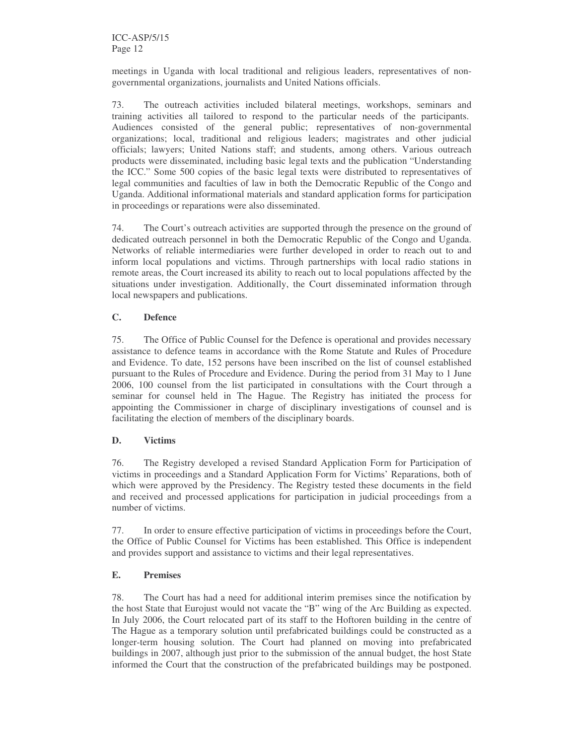meetings in Uganda with local traditional and religious leaders, representatives of non-governmental organizations, journalists and United Nations officials.

73. The outreach activities included bilateral meetings, workshops, seminars and training activities all tailored to respond to the particular needs of the participants. Audiences consisted of the general public; representatives of non-governmental organizations; local, traditional and religious leaders; magistrates and other judicial officials; lawyers; United Nations staff; and students, among others. Various outreach products were disseminated, including basic legal texts and the publication "Understanding the ICC." Some 500 copies of the basic legal texts were distributed to representatives of legal communities and faculties of law in both the Democratic Republic of the Congo and Uganda. Additional informational materials and standard application forms for participation in proceedings or reparations were also disseminated.

74. The Court's outreach activities are supported through the presence on the ground of dedicated outreach personnel in both the Democratic Republic of the Congo and Uganda. Networks of reliable intermediaries were further developed in order to reach out to and inform local populations and victims. Through partnerships with local radio stations in remote areas, the Court increased its ability to reach out to local populations affected by the situations under investigation. Additionally, the Court disseminated information through local newspapers and publications.

### C. Defence

75. The Office of Public Counsel for the Defence is operational and provides necessary assistance to defence teams in accordance with the Rome Statute and Rules of Procedure and Evidence. To date, 152 persons have been inscribed on the list of counsel established pursuant to the Rules of Procedure and Evidence. During the period from 31 May to 1 June 2006, 100 counsel from the list participated in consultations with the Court through a seminar for counsel held in The Hague. The Registry has initiated the process for appointing the Commissioner in charge of disciplinary investigations of counsel and is facilitating the election of members of the disciplinary boards.

### D. Victims

76. The Registry developed a revised Standard Application Form for Participation of victims in proceedings and a Standard Application Form for Victims' Reparations, both of which were approved by the Presidency. The Registry tested these documents in the field and received and processed applications for participation in judicial proceedings from a number of victims.

77. In order to ensure effective participation of victims in proceedings before the Court, the Office of Public Counsel for Victims has been established. This Office is independent and provides support and assistance to victims and their legal representatives.

### E. Premises

78. The Court has had a need for additional interim premises since the notification by the host State that Eurojust would not vacate the "B" wing of the Arc Building as expected. In July 2006, the Court relocated part of its staff to the Hoftoren building in the centre of The Hague as a temporary solution until prefabricated buildings could be constructed as a longer-term housing solution. The Court had planned on moving into prefabricated buildings in 2007, although just prior to the submission of the annual budget, the host State informed the Court that the construction of the prefabricated buildings may be postponed.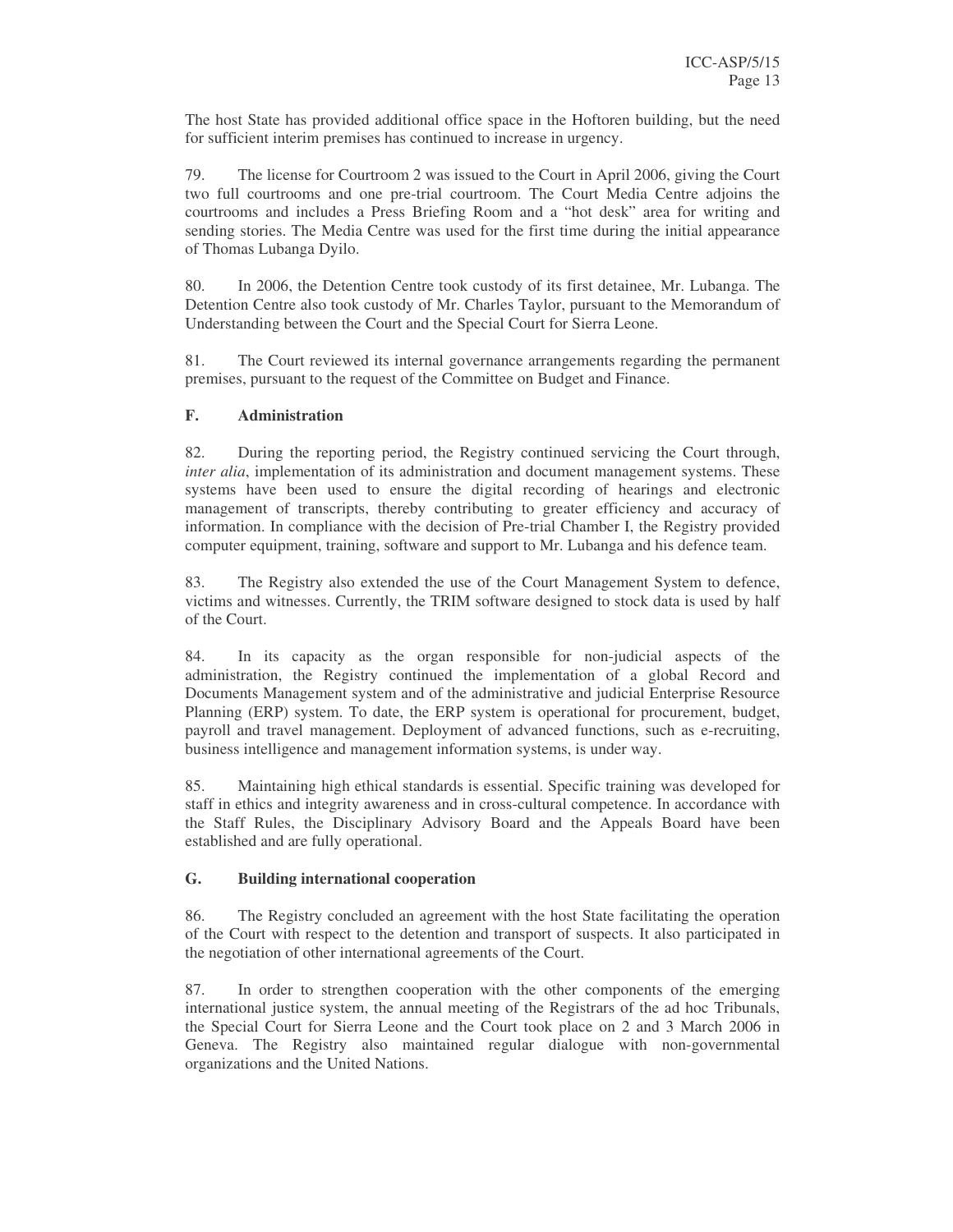The host State has provided additional office space in the Hoftoren building, but the need for sufficient interim premises has continued to increase in urgency.

79. The license for Courtroom 2 was issued to the Court in April 2006, giving the Court two full courtrooms and one pre-trial courtroom. The Court Media Centre adjoins the courtrooms and includes a Press Briefing Room and a "hot desk" area for writing and sending stories. The Media Centre was used for the first time during the initial appearance of Thomas Lubanga Dyilo.

80. In 2006, the Detention Centre took custody of its first detainee, Mr. Lubanga. The Detention Centre also took custody of Mr. Charles Taylor, pursuant to the Memorandum of Understanding between the Court and the Special Court for Sierra Leone.

81. The Court reviewed its internal governance arrangements regarding the permanent premises, pursuant to the request of the Committee on Budget and Finance.

### F. Administration

82. During the reporting period, the Registry continued servicing the Court through, *inter alia*, implementation of its administration and document management systems. These systems have been used to ensure the digital recording of hearings and electronic management of transcripts, thereby contributing to greater efficiency and accuracy of information. In compliance with the decision of Pre-trial Chamber I, the Registry provided computer equipment, training, software and support to Mr. Lubanga and his defence team.

83. The Registry also extended the use of the Court Management System to defence, victims and witnesses. Currently, the TRIM software designed to stock data is used by half of the Court.

84. In its capacity as the organ responsible for non-judicial aspects of the administration, the Registry continued the implementation of a global Record and Documents Management system and of the administrative and judicial Enterprise Resource Planning (ERP) system. To date, the ERP system is operational for procurement, budget, payroll and travel management. Deployment of advanced functions, such as e-recruiting, business intelligence and management information systems, is under way.

85. Maintaining high ethical standards is essential. Specific training was developed for staff in ethics and integrity awareness and in cross-cultural competence. In accordance with the Staff Rules, the Disciplinary Advisory Board and the Appeals Board have been established and are fully operational.

### G. Building international cooperation

86. The Registry concluded an agreement with the host State facilitating the operation of the Court with respect to the detention and transport of suspects. It also participated in the negotiation of other international agreements of the Court.

87. In order to strengthen cooperation with the other components of the emerging international justice system, the annual meeting of the Registrars of the ad hoc Tribunals, the Special Court for Sierra Leone and the Court took place on 2 and 3 March 2006 in Geneva. The Registry also maintained regular dialogue with non-governmental organizations and the United Nations.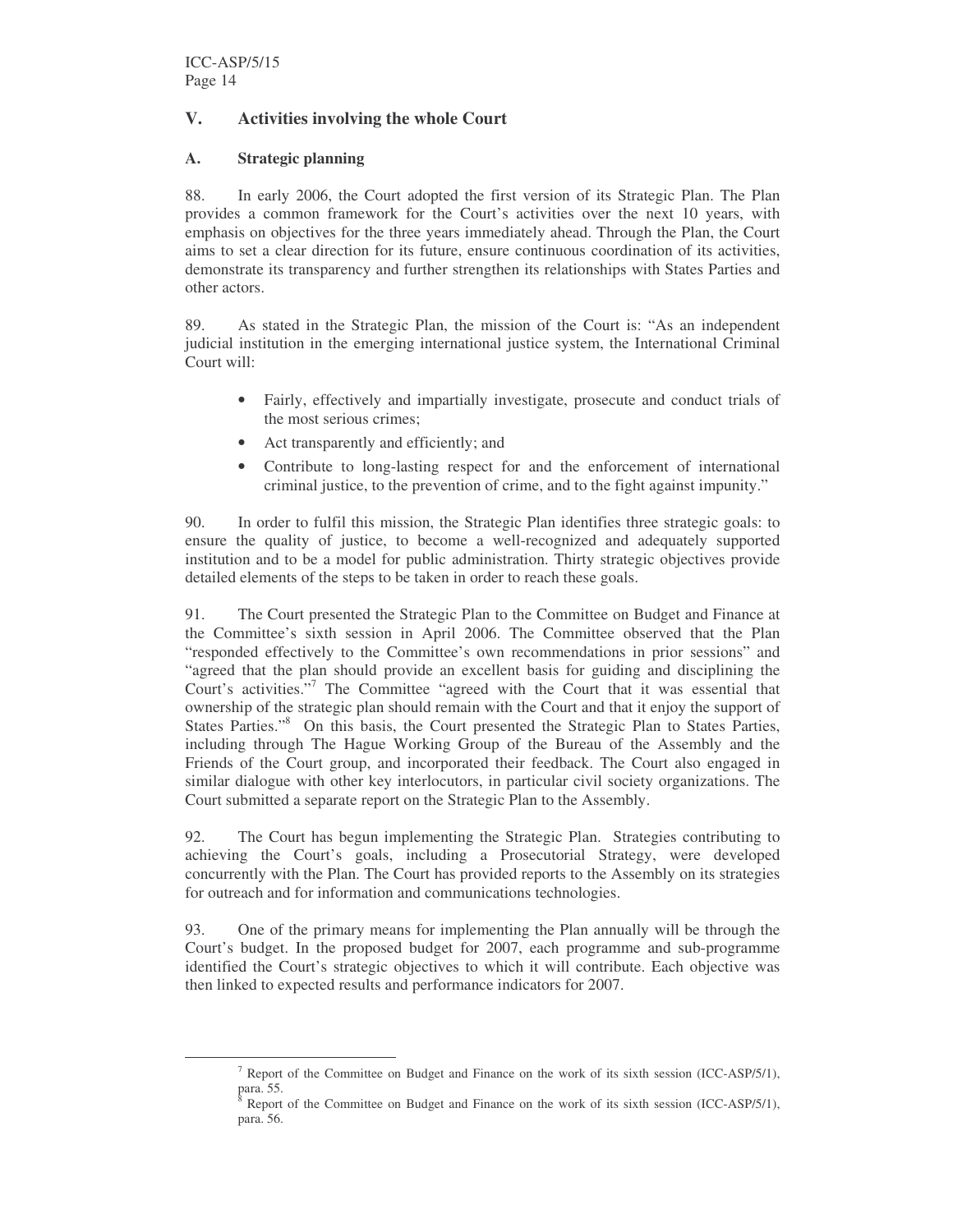## V. Activities involving the whole Court

### A. Strategic planning

88. In early 2006, the Court adopted the first version of its Strategic Plan. The Plan provides a common framework for the Court's activities over the next 10 years, with emphasis on objectives for the three years immediately ahead. Through the Plan, the Court aims to set a clear direction for its future, ensure continuous coordination of its activities, demonstrate its transparency and further strengthen its relationships with States Parties and other actors.

89. As stated in the Strategic Plan, the mission of the Court is: "As an independent judicial institution in the emerging international justice system, the International Criminal Court will:

- Fairly, effectively and impartially investigate, prosecute and conduct trials of the most serious crimes;
- Act transparently and efficiently; and
- Contribute to long-lasting respect for and the enforcement of international criminal justice, to the prevention of crime, and to the fight against impunity."

90. In order to fulfil this mission, the Strategic Plan identifies three strategic goals: to ensure the quality of justice, to become a well-recognized and adequately supported institution and to be a model for public administration. Thirty strategic objectives provide detailed elements of the steps to be taken in order to reach these goals.

91. The Court presented the Strategic Plan to the Committee on Budget and Finance at the Committee's sixth session in April 2006. The Committee observed that the Plan "responded effectively to the Committee's own recommendations in prior sessions" and "agreed that the plan should provide an excellent basis for guiding and disciplining the Court's activities."[7] The Committee "agreed with the Court that it was essential that ownership of the strategic plan should remain with the Court and that it enjoy the support of States Parties."[8] On this basis, the Court presented the Strategic Plan to States Parties, including through The Hague Working Group of the Bureau of the Assembly and the Friends of the Court group, and incorporated their feedback. The Court also engaged in similar dialogue with other key interlocutors, in particular civil society organizations. The Court submitted a separate report on the Strategic Plan to the Assembly.

92. The Court has begun implementing the Strategic Plan. Strategies contributing to achieving the Court's goals, including a Prosecutorial Strategy, were developed concurrently with the Plan. The Court has provided reports to the Assembly on its strategies for outreach and for information and communications technologies.

93. One of the primary means for implementing the Plan annually will be through the Court's budget. In the proposed budget for 2007, each programme and sub-programme identified the Court's strategic objectives to which it will contribute. Each objective was then linked to expected results and performance indicators for 2007.

---

[7] Report of the Committee on Budget and Finance on the work of its sixth session (ICC-ASP/5/1), para. 55.

[8] Report of the Committee on Budget and Finance on the work of its sixth session (ICC-ASP/5/1), para. 56.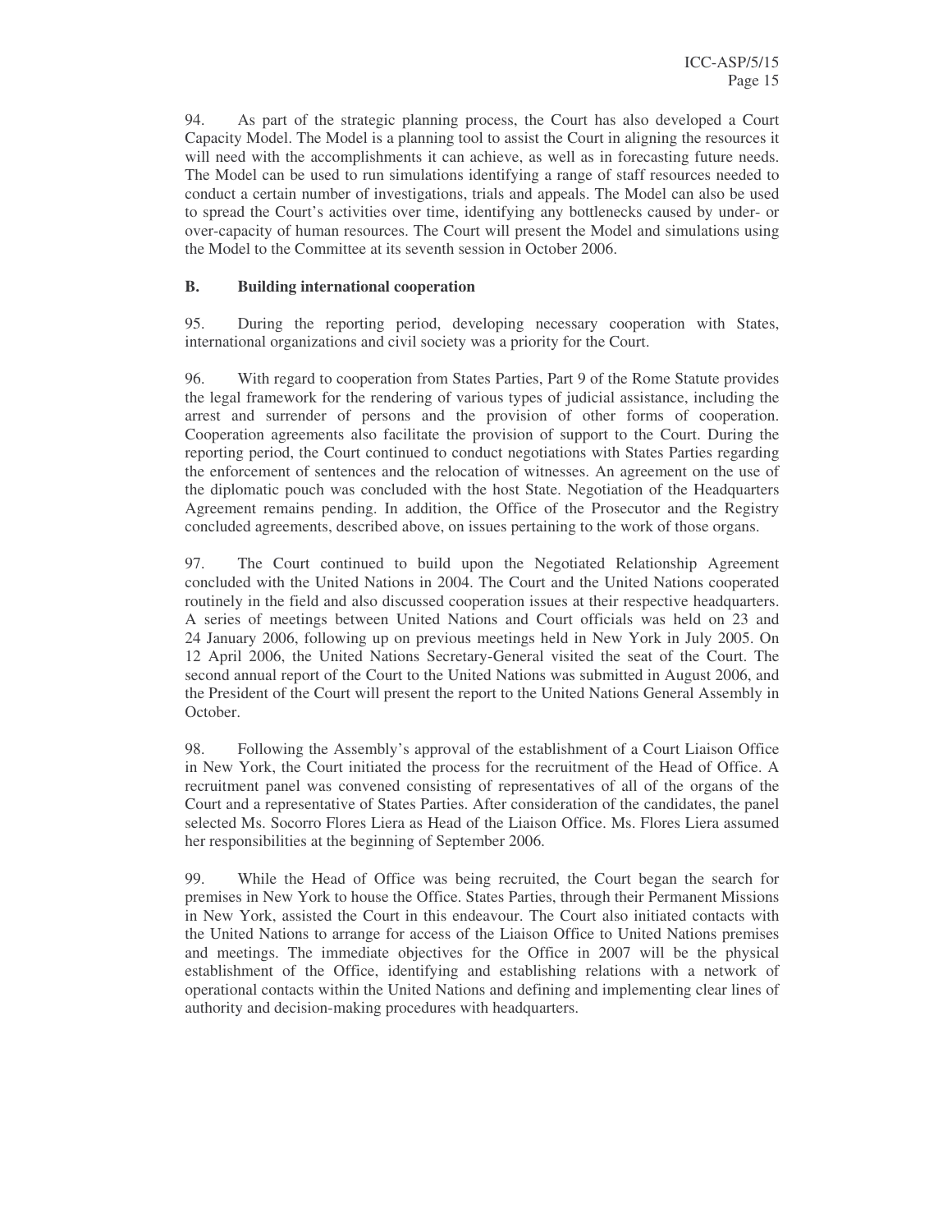94. As part of the strategic planning process, the Court has also developed a Court Capacity Model. The Model is a planning tool to assist the Court in aligning the resources it will need with the accomplishments it can achieve, as well as in forecasting future needs. The Model can be used to run simulations identifying a range of staff resources needed to conduct a certain number of investigations, trials and appeals. The Model can also be used to spread the Court's activities over time, identifying any bottlenecks caused by under- or over-capacity of human resources. The Court will present the Model and simulations using the Model to the Committee at its seventh session in October 2006.

### B. Building international cooperation

95. During the reporting period, developing necessary cooperation with States, international organizations and civil society was a priority for the Court.

96. With regard to cooperation from States Parties, Part 9 of the Rome Statute provides the legal framework for the rendering of various types of judicial assistance, including the arrest and surrender of persons and the provision of other forms of cooperation. Cooperation agreements also facilitate the provision of support to the Court. During the reporting period, the Court continued to conduct negotiations with States Parties regarding the enforcement of sentences and the relocation of witnesses. An agreement on the use of the diplomatic pouch was concluded with the host State. Negotiation of the Headquarters Agreement remains pending. In addition, the Office of the Prosecutor and the Registry concluded agreements, described above, on issues pertaining to the work of those organs.

97. The Court continued to build upon the Negotiated Relationship Agreement concluded with the United Nations in 2004. The Court and the United Nations cooperated routinely in the field and also discussed cooperation issues at their respective headquarters. A series of meetings between United Nations and Court officials was held on 23 and 24 January 2006, following up on previous meetings held in New York in July 2005. On 12 April 2006, the United Nations Secretary-General visited the seat of the Court. The second annual report of the Court to the United Nations was submitted in August 2006, and the President of the Court will present the report to the United Nations General Assembly in October.

98. Following the Assembly's approval of the establishment of a Court Liaison Office in New York, the Court initiated the process for the recruitment of the Head of Office. A recruitment panel was convened consisting of representatives of all of the organs of the Court and a representative of States Parties. After consideration of the candidates, the panel selected Ms. Socorro Flores Liera as Head of the Liaison Office. Ms. Flores Liera assumed her responsibilities at the beginning of September 2006.

99. While the Head of Office was being recruited, the Court began the search for premises in New York to house the Office. States Parties, through their Permanent Missions in New York, assisted the Court in this endeavour. The Court also initiated contacts with the United Nations to arrange for access of the Liaison Office to United Nations premises and meetings. The immediate objectives for the Office in 2007 will be the physical establishment of the Office, identifying and establishing relations with a network of operational contacts within the United Nations and defining and implementing clear lines of authority and decision-making procedures with headquarters.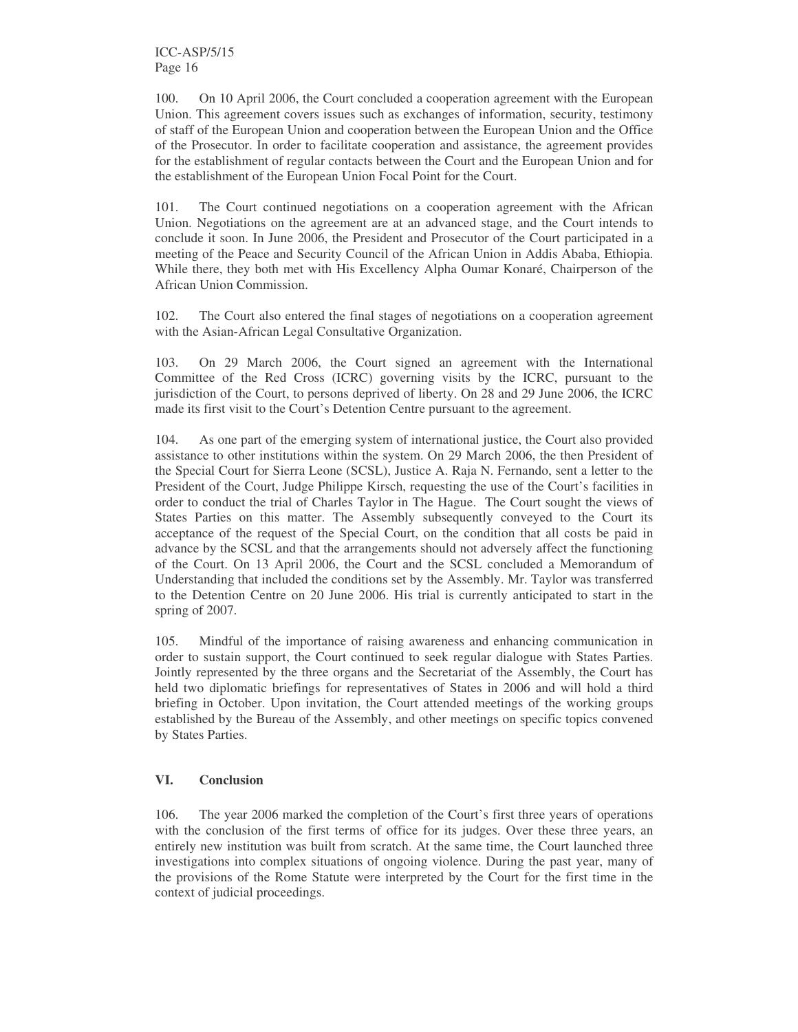100. On 10 April 2006, the Court concluded a cooperation agreement with the European Union. This agreement covers issues such as exchanges of information, security, testimony of staff of the European Union and cooperation between the European Union and the Office of the Prosecutor. In order to facilitate cooperation and assistance, the agreement provides for the establishment of regular contacts between the Court and the European Union and for the establishment of the European Union Focal Point for the Court.

101. The Court continued negotiations on a cooperation agreement with the African Union. Negotiations on the agreement are at an advanced stage, and the Court intends to conclude it soon. In June 2006, the President and Prosecutor of the Court participated in a meeting of the Peace and Security Council of the African Union in Addis Ababa, Ethiopia. While there, they both met with His Excellency Alpha Oumar Konaré, Chairperson of the African Union Commission.

102. The Court also entered the final stages of negotiations on a cooperation agreement with the Asian-African Legal Consultative Organization.

103. On 29 March 2006, the Court signed an agreement with the International Committee of the Red Cross (ICRC) governing visits by the ICRC, pursuant to the jurisdiction of the Court, to persons deprived of liberty. On 28 and 29 June 2006, the ICRC made its first visit to the Court's Detention Centre pursuant to the agreement.

104. As one part of the emerging system of international justice, the Court also provided assistance to other institutions within the system. On 29 March 2006, the then President of the Special Court for Sierra Leone (SCSL), Justice A. Raja N. Fernando, sent a letter to the President of the Court, Judge Philippe Kirsch, requesting the use of the Court's facilities in order to conduct the trial of Charles Taylor in The Hague. The Court sought the views of States Parties on this matter. The Assembly subsequently conveyed to the Court its acceptance of the request of the Special Court, on the condition that all costs be paid in advance by the SCSL and that the arrangements should not adversely affect the functioning of the Court. On 13 April 2006, the Court and the SCSL concluded a Memorandum of Understanding that included the conditions set by the Assembly. Mr. Taylor was transferred to the Detention Centre on 20 June 2006. His trial is currently anticipated to start in the spring of 2007.

105. Mindful of the importance of raising awareness and enhancing communication in order to sustain support, the Court continued to seek regular dialogue with States Parties. Jointly represented by the three organs and the Secretariat of the Assembly, the Court has held two diplomatic briefings for representatives of States in 2006 and will hold a third briefing in October. Upon invitation, the Court attended meetings of the working groups established by the Bureau of the Assembly, and other meetings on specific topics convened by States Parties.

## VI. Conclusion

106. The year 2006 marked the completion of the Court's first three years of operations with the conclusion of the first terms of office for its judges. Over these three years, an entirely new institution was built from scratch. At the same time, the Court launched three investigations into complex situations of ongoing violence. During the past year, many of the provisions of the Rome Statute were interpreted by the Court for the first time in the context of judicial proceedings.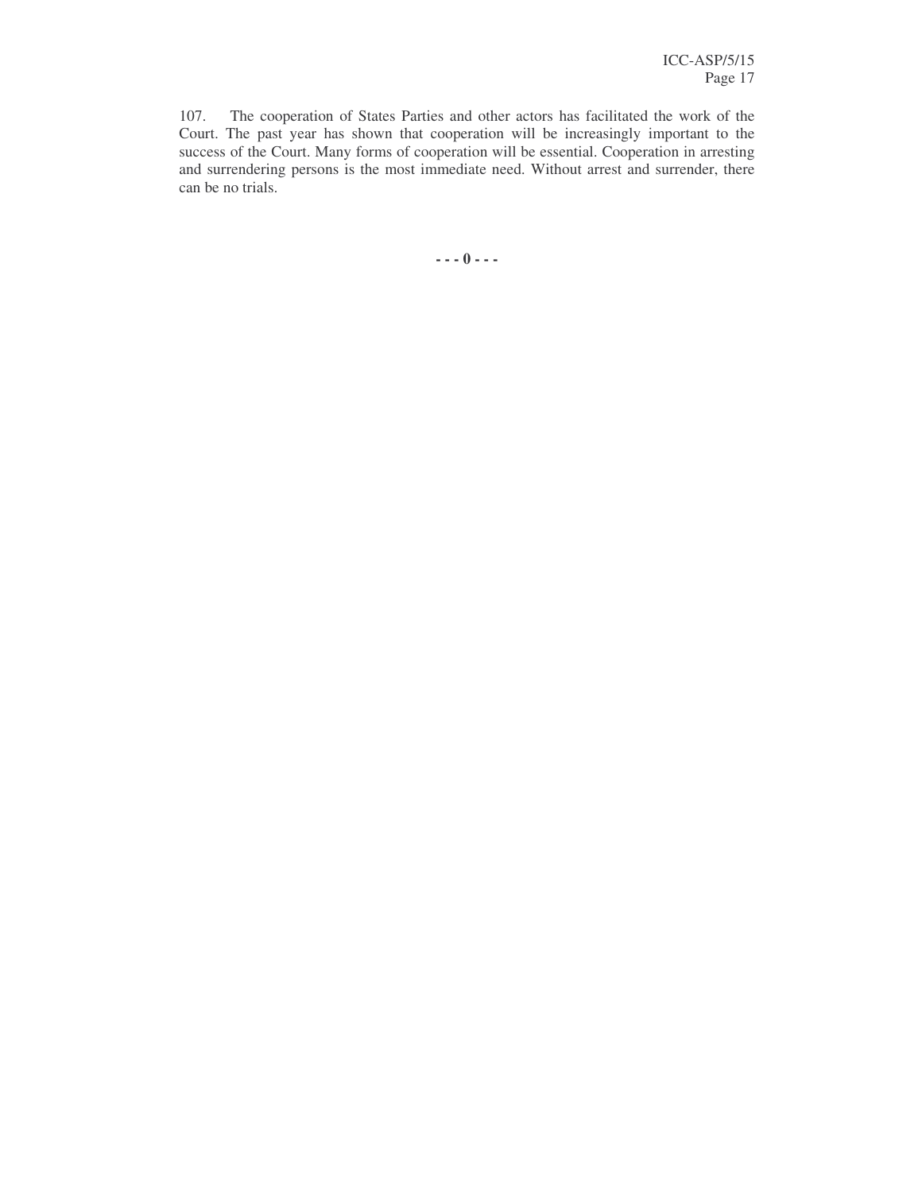107. The cooperation of States Parties and other actors has facilitated the work of the Court. The past year has shown that cooperation will be increasingly important to the success of the Court. Many forms of cooperation will be essential. Cooperation in arresting and surrendering persons is the most immediate need. Without arrest and surrender, there can be no trials.

**- - - 0 - - -**